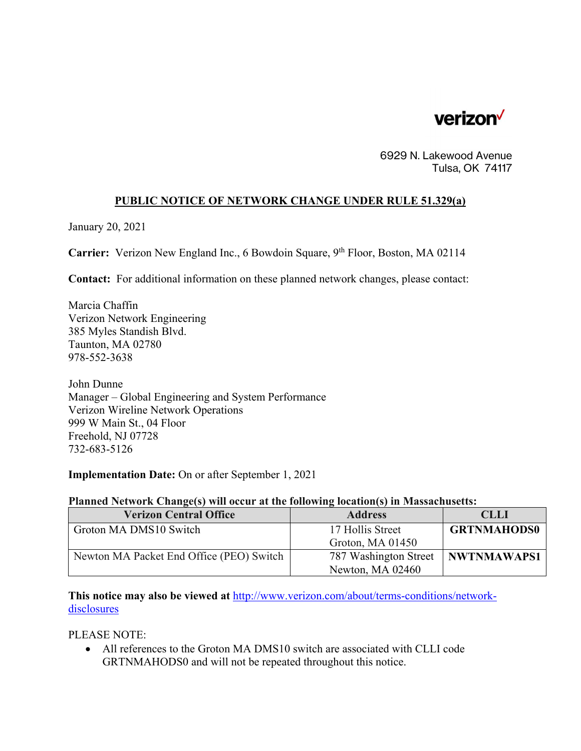verizon

6929 N. Lakewood Avenue
Tulsa, OK 74117

## PUBLIC NOTICE OF NETWORK CHANGE UNDER RULE 51.329(a)

January 20, 2021

**Carrier:** Verizon New England Inc., 6 Bowdoin Square, 9th Floor, Boston, MA 02114

**Contact:** For additional information on these planned network changes, please contact:

Marcia Chaffin
Verizon Network Engineering
385 Myles Standish Blvd.
Taunton, MA 02780
978-552-3638

John Dunne
Manager – Global Engineering and System Performance
Verizon Wireline Network Operations
999 W Main St., 04 Floor
Freehold, NJ 07728
732-683-5126

**Implementation Date:** On or after September 1, 2021

**Planned Network Change(s) will occur at the following location(s) in Massachusetts:**

| Verizon Central Office | Address | CLLI |
|---|---|---|
| Groton MA DMS10 Switch | 17 Hollis Street Groton, MA 01450 | **GRTNMAHODS0** |
| Newton MA Packet End Office (PEO) Switch | 787 Washington Street Newton, MA 02460 | **NWTNMAWAPS1** |

**This notice may also be viewed at** http://www.verizon.com/about/terms-conditions/network-disclosures

PLEASE NOTE:

- All references to the Groton MA DMS10 switch are associated with CLLI code GRTNMAHODS0 and will not be repeated throughout this notice.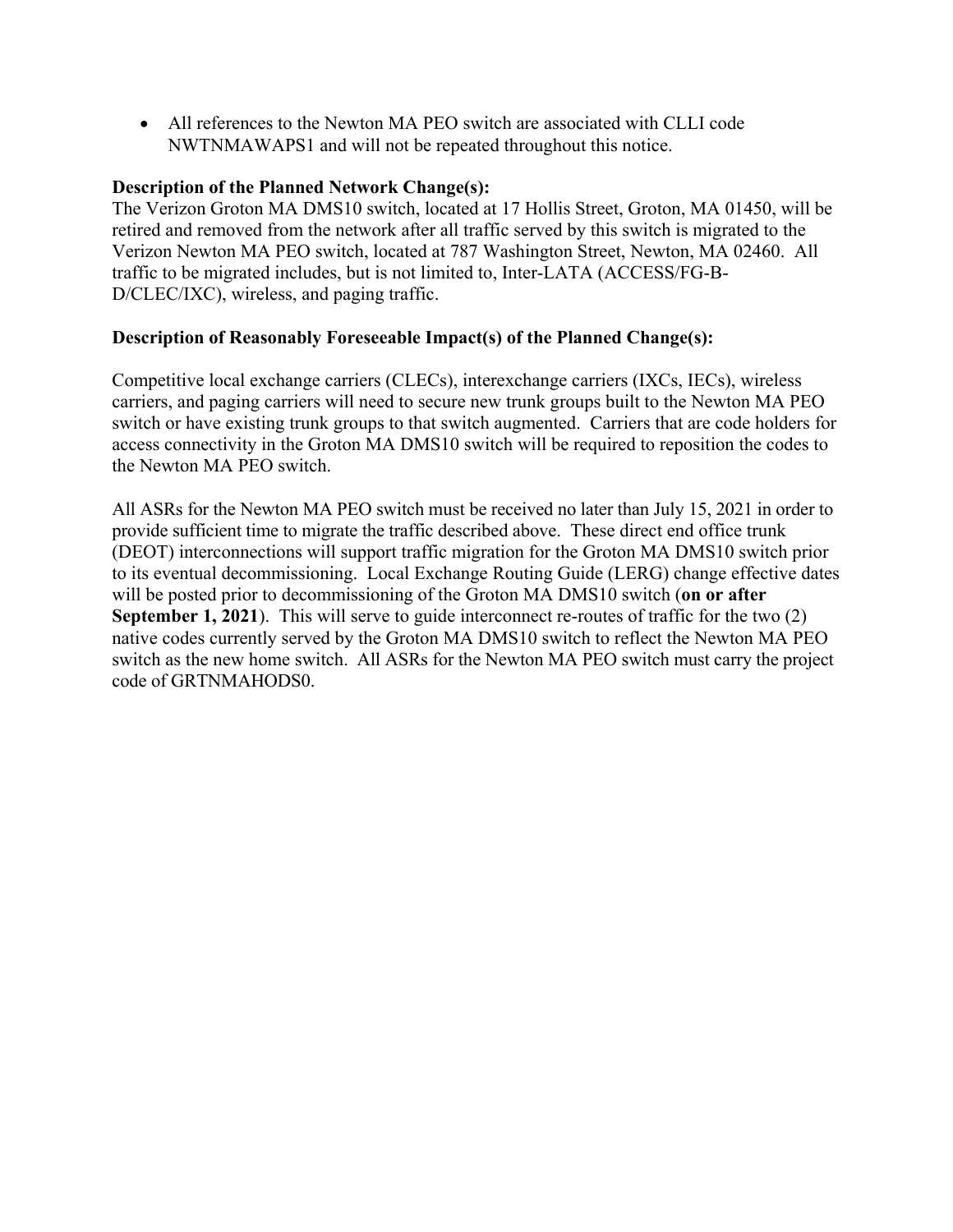- All references to the Newton MA PEO switch are associated with CLLI code NWTNMAWAPS1 and will not be repeated throughout this notice.

**Description of the Planned Network Change(s):**
The Verizon Groton MA DMS10 switch, located at 17 Hollis Street, Groton, MA 01450, will be retired and removed from the network after all traffic served by this switch is migrated to the Verizon Newton MA PEO switch, located at 787 Washington Street, Newton, MA 02460. All traffic to be migrated includes, but is not limited to, Inter-LATA (ACCESS/FG-B-D/CLEC/IXC), wireless, and paging traffic.

**Description of Reasonably Foreseeable Impact(s) of the Planned Change(s):**

Competitive local exchange carriers (CLECs), interexchange carriers (IXCs, IECs), wireless carriers, and paging carriers will need to secure new trunk groups built to the Newton MA PEO switch or have existing trunk groups to that switch augmented. Carriers that are code holders for access connectivity in the Groton MA DMS10 switch will be required to reposition the codes to the Newton MA PEO switch.

All ASRs for the Newton MA PEO switch must be received no later than July 15, 2021 in order to provide sufficient time to migrate the traffic described above. These direct end office trunk (DEOT) interconnections will support traffic migration for the Groton MA DMS10 switch prior to its eventual decommissioning. Local Exchange Routing Guide (LERG) change effective dates will be posted prior to decommissioning of the Groton MA DMS10 switch (**on or after September 1, 2021**). This will serve to guide interconnect re-routes of traffic for the two (2) native codes currently served by the Groton MA DMS10 switch to reflect the Newton MA PEO switch as the new home switch. All ASRs for the Newton MA PEO switch must carry the project code of GRTNMAHODS0.